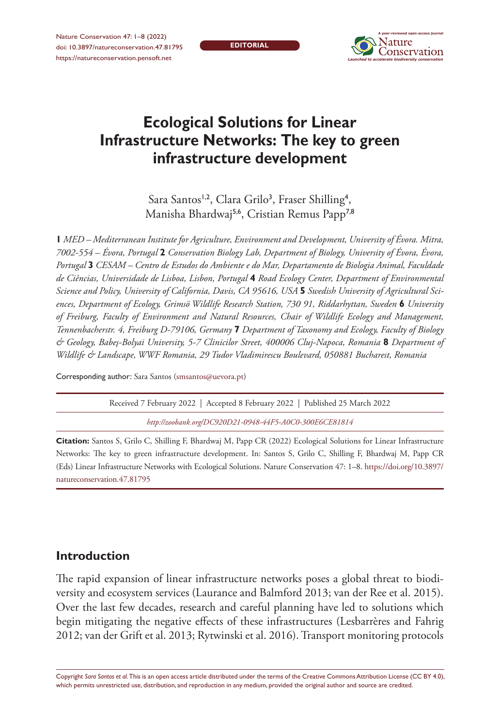EDITORIAL

# Ecological Solutions for Linear Infrastructure Networks: The key to green infrastructure development

Sara Santos[1,2], Clara Grilo[3], Fraser Shilling[4], Manisha Bhardwaj[5,6], Cristian Remus Papp[7,8]

**1** *MED – Mediterranean Institute for Agriculture, Environment and Development, University of Évora. Mitra, 7002-554 – Évora, Portugal* **2** *Conservation Biology Lab, Department of Biology, University of Évora, Évora, Portugal* **3** *CESAM – Centro de Estudos do Ambiente e do Mar, Departamento de Biologia Animal, Faculdade de Ciências, Universidade de Lisboa, Lisbon, Portugal* **4** *Road Ecology Center, Department of Environmental Science and Policy, University of California, Davis, CA 95616, USA* **5** *Swedish University of Agricultural Sciences, Department of Ecology, Grimsö Wildlife Research Station, 730 91, Riddarhyttan, Sweden* **6** *University of Freiburg, Faculty of Environment and Natural Resources, Chair of Wildlife Ecology and Management, Tennenbacherstr. 4, Freiburg D-79106, Germany* **7** *Department of Taxonomy and Ecology, Faculty of Biology & Geology, Babeș-Bolyai University, 5-7 Clinicilor Street, 400006 Cluj-Napoca, Romania* **8** *Department of Wildlife & Landscape, WWF Romania, 29 Tudor Vladimirescu Boulevard, 050881 Bucharest, Romania*

Corresponding author: Sara Santos (smsantos@uevora.pt)

Received 7 February 2022 | Accepted 8 February 2022 | Published 25 March 2022

*http://zoobank.org/DC920D21-0948-44F5-A0C0-300E6CE81814*

**Citation:** Santos S, Grilo C, Shilling F, Bhardwaj M, Papp CR (2022) Ecological Solutions for Linear Infrastructure Networks: The key to green infrastructure development. In: Santos S, Grilo C, Shilling F, Bhardwaj M, Papp CR (Eds) Linear Infrastructure Networks with Ecological Solutions. Nature Conservation 47: 1–8. https://doi.org/10.3897/natureconservation.47.81795

## Introduction

The rapid expansion of linear infrastructure networks poses a global threat to biodiversity and ecosystem services (Laurance and Balmford 2013; van der Ree et al. 2015). Over the last few decades, research and careful planning have led to solutions which begin mitigating the negative effects of these infrastructures (Lesbarrères and Fahrig 2012; van der Grift et al. 2013; Rytwinski et al. 2016). Transport monitoring protocols

Copyright *Sara Santos et al.* This is an open access article distributed under the terms of the Creative Commons Attribution License (CC BY 4.0), which permits unrestricted use, distribution, and reproduction in any medium, provided the original author and source are credited.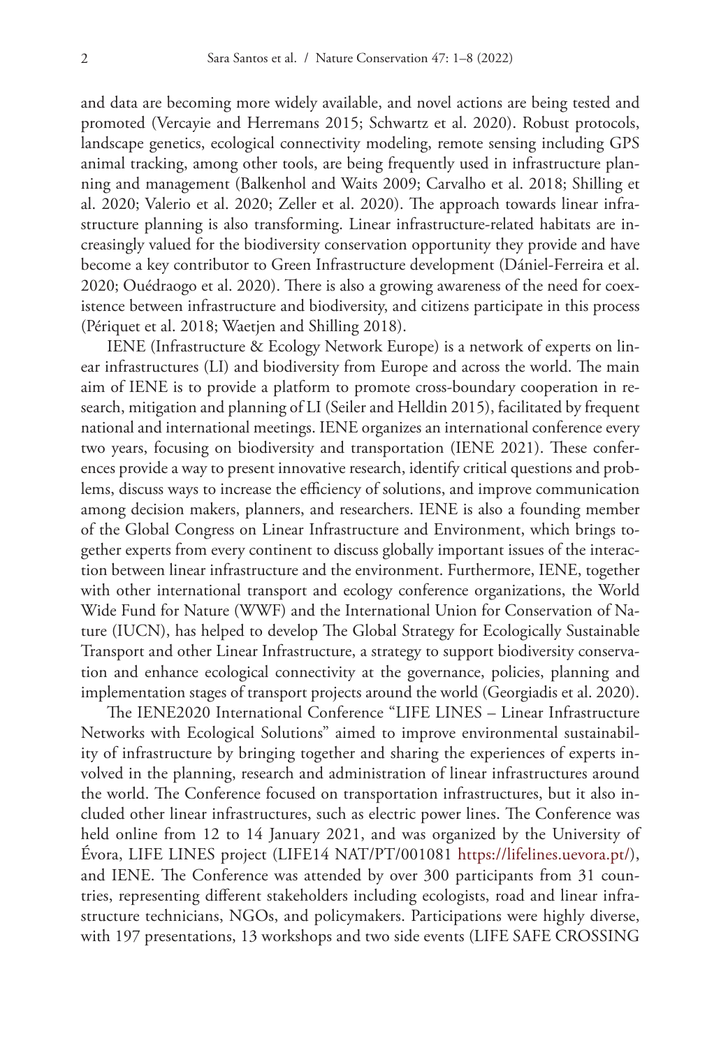and data are becoming more widely available, and novel actions are being tested and promoted (Vercayie and Herremans 2015; Schwartz et al. 2020). Robust protocols, landscape genetics, ecological connectivity modeling, remote sensing including GPS animal tracking, among other tools, are being frequently used in infrastructure planning and management (Balkenhol and Waits 2009; Carvalho et al. 2018; Shilling et al. 2020; Valerio et al. 2020; Zeller et al. 2020). The approach towards linear infrastructure planning is also transforming. Linear infrastructure-related habitats are increasingly valued for the biodiversity conservation opportunity they provide and have become a key contributor to Green Infrastructure development (Dániel-Ferreira et al. 2020; Ouédraogo et al. 2020). There is also a growing awareness of the need for coexistence between infrastructure and biodiversity, and citizens participate in this process (Périquet et al. 2018; Waetjen and Shilling 2018).

IENE (Infrastructure & Ecology Network Europe) is a network of experts on linear infrastructures (LI) and biodiversity from Europe and across the world. The main aim of IENE is to provide a platform to promote cross-boundary cooperation in research, mitigation and planning of LI (Seiler and Helldin 2015), facilitated by frequent national and international meetings. IENE organizes an international conference every two years, focusing on biodiversity and transportation (IENE 2021). These conferences provide a way to present innovative research, identify critical questions and problems, discuss ways to increase the efficiency of solutions, and improve communication among decision makers, planners, and researchers. IENE is also a founding member of the Global Congress on Linear Infrastructure and Environment, which brings together experts from every continent to discuss globally important issues of the interaction between linear infrastructure and the environment. Furthermore, IENE, together with other international transport and ecology conference organizations, the World Wide Fund for Nature (WWF) and the International Union for Conservation of Nature (IUCN), has helped to develop The Global Strategy for Ecologically Sustainable Transport and other Linear Infrastructure, a strategy to support biodiversity conservation and enhance ecological connectivity at the governance, policies, planning and implementation stages of transport projects around the world (Georgiadis et al. 2020).

The IENE2020 International Conference "LIFE LINES – Linear Infrastructure Networks with Ecological Solutions" aimed to improve environmental sustainability of infrastructure by bringing together and sharing the experiences of experts involved in the planning, research and administration of linear infrastructures around the world. The Conference focused on transportation infrastructures, but it also included other linear infrastructures, such as electric power lines. The Conference was held online from 12 to 14 January 2021, and was organized by the University of Évora, LIFE LINES project (LIFE14 NAT/PT/001081 https://lifelines.uevora.pt/), and IENE. The Conference was attended by over 300 participants from 31 countries, representing different stakeholders including ecologists, road and linear infrastructure technicians, NGOs, and policymakers. Participations were highly diverse, with 197 presentations, 13 workshops and two side events (LIFE SAFE CROSSING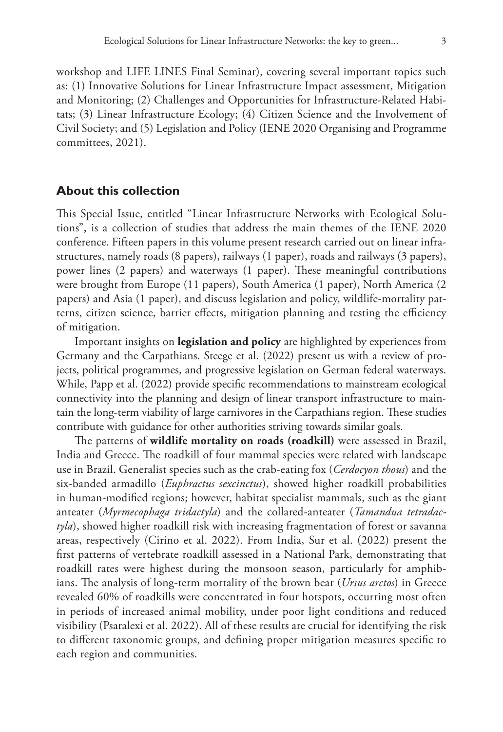workshop and LIFE LINES Final Seminar), covering several important topics such as: (1) Innovative Solutions for Linear Infrastructure Impact assessment, Mitigation and Monitoring; (2) Challenges and Opportunities for Infrastructure-Related Habitats; (3) Linear Infrastructure Ecology; (4) Citizen Science and the Involvement of Civil Society; and (5) Legislation and Policy (IENE 2020 Organising and Programme committees, 2021).

## About this collection

This Special Issue, entitled "Linear Infrastructure Networks with Ecological Solutions", is a collection of studies that address the main themes of the IENE 2020 conference. Fifteen papers in this volume present research carried out on linear infrastructures, namely roads (8 papers), railways (1 paper), roads and railways (3 papers), power lines (2 papers) and waterways (1 paper). These meaningful contributions were brought from Europe (11 papers), South America (1 paper), North America (2 papers) and Asia (1 paper), and discuss legislation and policy, wildlife-mortality patterns, citizen science, barrier effects, mitigation planning and testing the efficiency of mitigation.

Important insights on **legislation and policy** are highlighted by experiences from Germany and the Carpathians. Steege et al. (2022) present us with a review of projects, political programmes, and progressive legislation on German federal waterways. While, Papp et al. (2022) provide specific recommendations to mainstream ecological connectivity into the planning and design of linear transport infrastructure to maintain the long-term viability of large carnivores in the Carpathians region. These studies contribute with guidance for other authorities striving towards similar goals.

The patterns of **wildlife mortality on roads (roadkill)** were assessed in Brazil, India and Greece. The roadkill of four mammal species were related with landscape use in Brazil. Generalist species such as the crab-eating fox (*Cerdocyon thous*) and the six-banded armadillo (*Euphractus sexcinctus*), showed higher roadkill probabilities in human-modified regions; however, habitat specialist mammals, such as the giant anteater (*Myrmecophaga tridactyla*) and the collared-anteater (*Tamandua tetradactyla*), showed higher roadkill risk with increasing fragmentation of forest or savanna areas, respectively (Cirino et al. 2022). From India, Sur et al. (2022) present the first patterns of vertebrate roadkill assessed in a National Park, demonstrating that roadkill rates were highest during the monsoon season, particularly for amphibians. The analysis of long-term mortality of the brown bear (*Ursus arctos*) in Greece revealed 60% of roadkills were concentrated in four hotspots, occurring most often in periods of increased animal mobility, under poor light conditions and reduced visibility (Psaralexi et al. 2022). All of these results are crucial for identifying the risk to different taxonomic groups, and defining proper mitigation measures specific to each region and communities.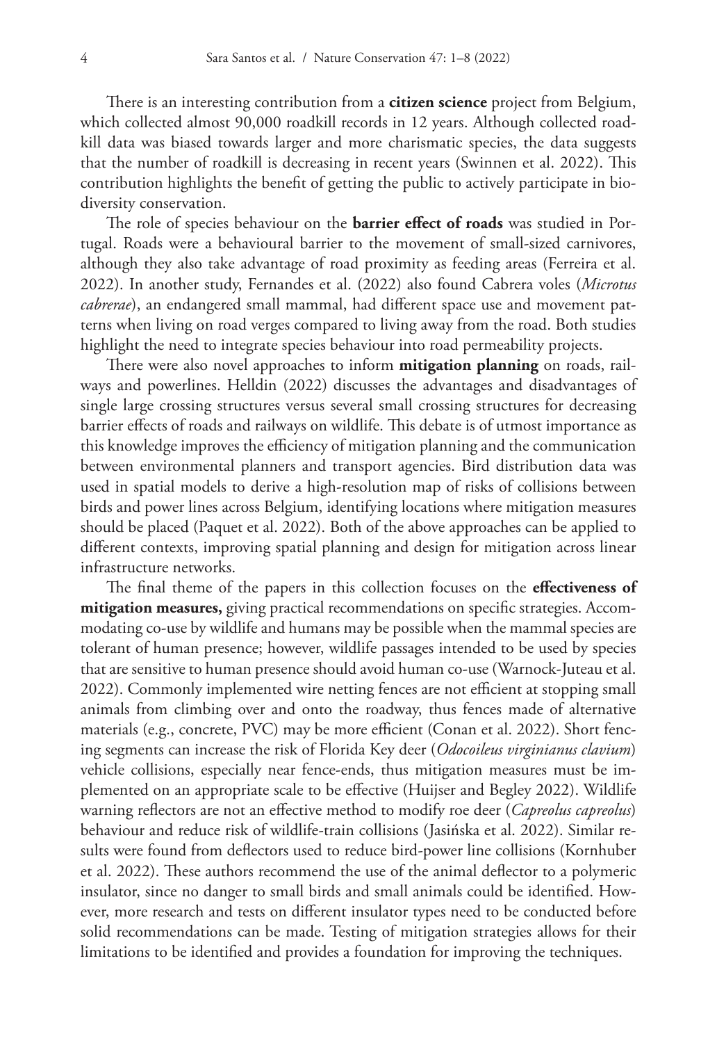There is an interesting contribution from a **citizen science** project from Belgium, which collected almost 90,000 roadkill records in 12 years. Although collected roadkill data was biased towards larger and more charismatic species, the data suggests that the number of roadkill is decreasing in recent years (Swinnen et al. 2022). This contribution highlights the benefit of getting the public to actively participate in biodiversity conservation.

The role of species behaviour on the **barrier effect of roads** was studied in Portugal. Roads were a behavioural barrier to the movement of small-sized carnivores, although they also take advantage of road proximity as feeding areas (Ferreira et al. 2022). In another study, Fernandes et al. (2022) also found Cabrera voles (*Microtus cabrerae*), an endangered small mammal, had different space use and movement patterns when living on road verges compared to living away from the road. Both studies highlight the need to integrate species behaviour into road permeability projects.

There were also novel approaches to inform **mitigation planning** on roads, railways and powerlines. Helldin (2022) discusses the advantages and disadvantages of single large crossing structures versus several small crossing structures for decreasing barrier effects of roads and railways on wildlife. This debate is of utmost importance as this knowledge improves the efficiency of mitigation planning and the communication between environmental planners and transport agencies. Bird distribution data was used in spatial models to derive a high-resolution map of risks of collisions between birds and power lines across Belgium, identifying locations where mitigation measures should be placed (Paquet et al. 2022). Both of the above approaches can be applied to different contexts, improving spatial planning and design for mitigation across linear infrastructure networks.

The final theme of the papers in this collection focuses on the **effectiveness of mitigation measures,** giving practical recommendations on specific strategies. Accommodating co-use by wildlife and humans may be possible when the mammal species are tolerant of human presence; however, wildlife passages intended to be used by species that are sensitive to human presence should avoid human co-use (Warnock-Juteau et al. 2022). Commonly implemented wire netting fences are not efficient at stopping small animals from climbing over and onto the roadway, thus fences made of alternative materials (e.g., concrete, PVC) may be more efficient (Conan et al. 2022). Short fencing segments can increase the risk of Florida Key deer (*Odocoileus virginianus clavium*) vehicle collisions, especially near fence-ends, thus mitigation measures must be implemented on an appropriate scale to be effective (Huijser and Begley 2022). Wildlife warning reflectors are not an effective method to modify roe deer (*Capreolus capreolus*) behaviour and reduce risk of wildlife-train collisions (Jasińska et al. 2022). Similar results were found from deflectors used to reduce bird-power line collisions (Kornhuber et al. 2022). These authors recommend the use of the animal deflector to a polymeric insulator, since no danger to small birds and small animals could be identified. However, more research and tests on different insulator types need to be conducted before solid recommendations can be made. Testing of mitigation strategies allows for their limitations to be identified and provides a foundation for improving the techniques.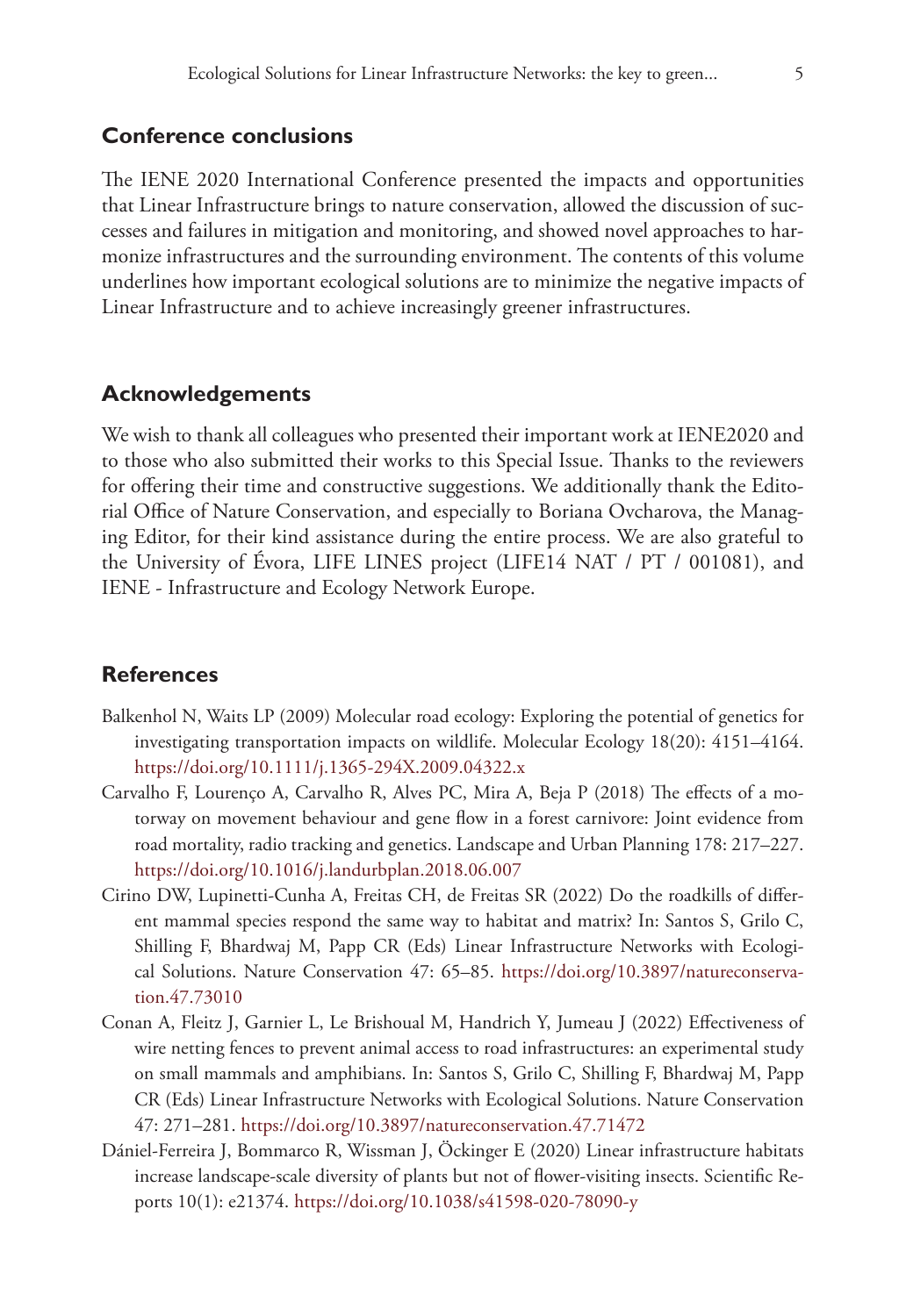## Conference conclusions

The IENE 2020 International Conference presented the impacts and opportunities that Linear Infrastructure brings to nature conservation, allowed the discussion of successes and failures in mitigation and monitoring, and showed novel approaches to harmonize infrastructures and the surrounding environment. The contents of this volume underlines how important ecological solutions are to minimize the negative impacts of Linear Infrastructure and to achieve increasingly greener infrastructures.

## Acknowledgements

We wish to thank all colleagues who presented their important work at IENE2020 and to those who also submitted their works to this Special Issue. Thanks to the reviewers for offering their time and constructive suggestions. We additionally thank the Editorial Office of Nature Conservation, and especially to Boriana Ovcharova, the Managing Editor, for their kind assistance during the entire process. We are also grateful to the University of Évora, LIFE LINES project (LIFE14 NAT / PT / 001081), and IENE - Infrastructure and Ecology Network Europe.

## References

Balkenhol N, Waits LP (2009) Molecular road ecology: Exploring the potential of genetics for investigating transportation impacts on wildlife. Molecular Ecology 18(20): 4151–4164. https://doi.org/10.1111/j.1365-294X.2009.04322.x

Carvalho F, Lourenço A, Carvalho R, Alves PC, Mira A, Beja P (2018) The effects of a motorway on movement behaviour and gene flow in a forest carnivore: Joint evidence from road mortality, radio tracking and genetics. Landscape and Urban Planning 178: 217–227. https://doi.org/10.1016/j.landurbplan.2018.06.007

Cirino DW, Lupinetti-Cunha A, Freitas CH, de Freitas SR (2022) Do the roadkills of different mammal species respond the same way to habitat and matrix? In: Santos S, Grilo C, Shilling F, Bhardwaj M, Papp CR (Eds) Linear Infrastructure Networks with Ecological Solutions. Nature Conservation 47: 65–85. https://doi.org/10.3897/natureconservation.47.73010

Conan A, Fleitz J, Garnier L, Le Brishoual M, Handrich Y, Jumeau J (2022) Effectiveness of wire netting fences to prevent animal access to road infrastructures: an experimental study on small mammals and amphibians. In: Santos S, Grilo C, Shilling F, Bhardwaj M, Papp CR (Eds) Linear Infrastructure Networks with Ecological Solutions. Nature Conservation 47: 271–281. https://doi.org/10.3897/natureconservation.47.71472

Dániel-Ferreira J, Bommarco R, Wissman J, Öckinger E (2020) Linear infrastructure habitats increase landscape-scale diversity of plants but not of flower-visiting insects. Scientific Reports 10(1): e21374. https://doi.org/10.1038/s41598-020-78090-y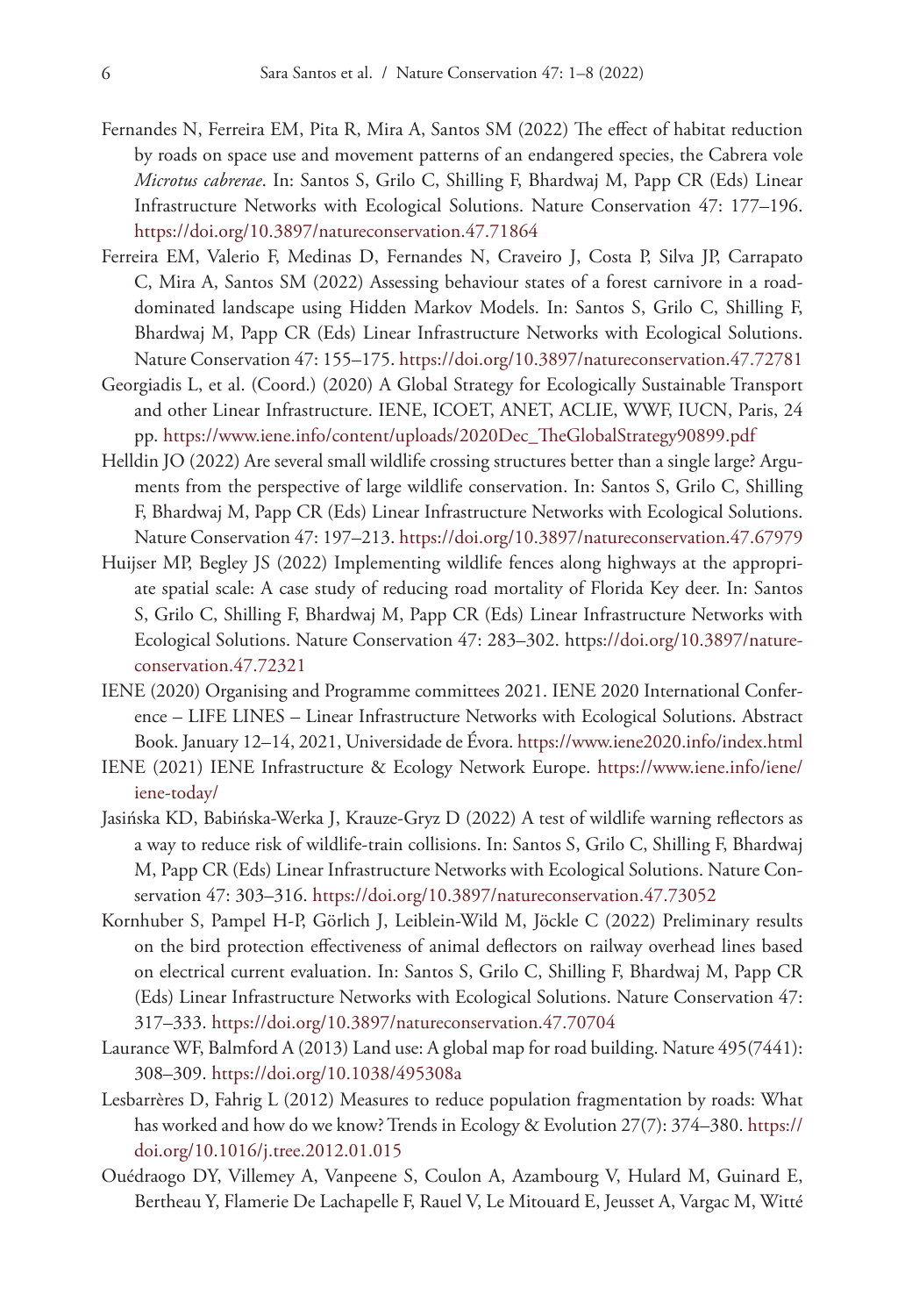Fernandes N, Ferreira EM, Pita R, Mira A, Santos SM (2022) The effect of habitat reduction by roads on space use and movement patterns of an endangered species, the Cabrera vole *Microtus cabrerae*. In: Santos S, Grilo C, Shilling F, Bhardwaj M, Papp CR (Eds) Linear Infrastructure Networks with Ecological Solutions. Nature Conservation 47: 177–196. https://doi.org/10.3897/natureconservation.47.71864

Ferreira EM, Valerio F, Medinas D, Fernandes N, Craveiro J, Costa P, Silva JP, Carrapato C, Mira A, Santos SM (2022) Assessing behaviour states of a forest carnivore in a road-dominated landscape using Hidden Markov Models. In: Santos S, Grilo C, Shilling F, Bhardwaj M, Papp CR (Eds) Linear Infrastructure Networks with Ecological Solutions. Nature Conservation 47: 155–175. https://doi.org/10.3897/natureconservation.47.72781

Georgiadis L, et al. (Coord.) (2020) A Global Strategy for Ecologically Sustainable Transport and other Linear Infrastructure. IENE, ICOET, ANET, ACLIE, WWF, IUCN, Paris, 24 pp. https://www.iene.info/content/uploads/2020Dec_TheGlobalStrategy90899.pdf

Helldin JO (2022) Are several small wildlife crossing structures better than a single large? Arguments from the perspective of large wildlife conservation. In: Santos S, Grilo C, Shilling F, Bhardwaj M, Papp CR (Eds) Linear Infrastructure Networks with Ecological Solutions. Nature Conservation 47: 197–213. https://doi.org/10.3897/natureconservation.47.67979

Huijser MP, Begley JS (2022) Implementing wildlife fences along highways at the appropriate spatial scale: A case study of reducing road mortality of Florida Key deer. In: Santos S, Grilo C, Shilling F, Bhardwaj M, Papp CR (Eds) Linear Infrastructure Networks with Ecological Solutions. Nature Conservation 47: 283–302. https://doi.org/10.3897/natureconservation.47.72321

IENE (2020) Organising and Programme committees 2021. IENE 2020 International Conference – LIFE LINES – Linear Infrastructure Networks with Ecological Solutions. Abstract Book. January 12–14, 2021, Universidade de Évora. https://www.iene2020.info/index.html

IENE (2021) IENE Infrastructure & Ecology Network Europe. https://www.iene.info/iene/iene-today/

Jasińska KD, Babińska-Werka J, Krauze-Gryz D (2022) A test of wildlife warning reflectors as a way to reduce risk of wildlife-train collisions. In: Santos S, Grilo C, Shilling F, Bhardwaj M, Papp CR (Eds) Linear Infrastructure Networks with Ecological Solutions. Nature Conservation 47: 303–316. https://doi.org/10.3897/natureconservation.47.73052

Kornhuber S, Pampel H-P, Görlich J, Leiblein-Wild M, Jöckle C (2022) Preliminary results on the bird protection effectiveness of animal deflectors on railway overhead lines based on electrical current evaluation. In: Santos S, Grilo C, Shilling F, Bhardwaj M, Papp CR (Eds) Linear Infrastructure Networks with Ecological Solutions. Nature Conservation 47: 317–333. https://doi.org/10.3897/natureconservation.47.70704

Laurance WF, Balmford A (2013) Land use: A global map for road building. Nature 495(7441): 308–309. https://doi.org/10.1038/495308a

Lesbarrères D, Fahrig L (2012) Measures to reduce population fragmentation by roads: What has worked and how do we know? Trends in Ecology & Evolution 27(7): 374–380. https://doi.org/10.1016/j.tree.2012.01.015

Ouédraogo DY, Villemey A, Vanpeene S, Coulon A, Azambourg V, Hulard M, Guinard E, Bertheau Y, Flamerie De Lachapelle F, Rauel V, Le Mitouard E, Jeusset A, Vargac M, Witté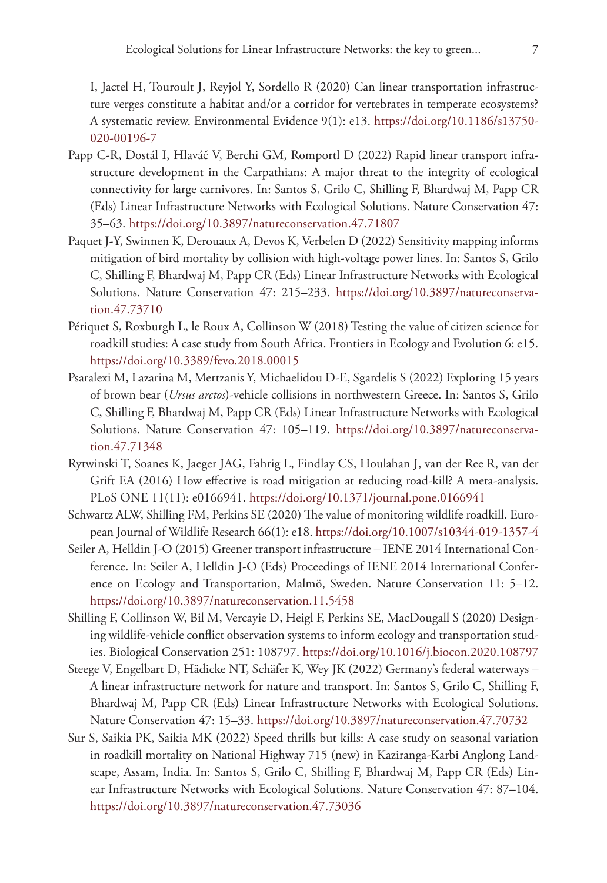I, Jactel H, Touroult J, Reyjol Y, Sordello R (2020) Can linear transportation infrastructure verges constitute a habitat and/or a corridor for vertebrates in temperate ecosystems? A systematic review. Environmental Evidence 9(1): e13. https://doi.org/10.1186/s13750-020-00196-7

Papp C-R, Dostál I, Hlaváč V, Berchi GM, Romportl D (2022) Rapid linear transport infrastructure development in the Carpathians: A major threat to the integrity of ecological connectivity for large carnivores. In: Santos S, Grilo C, Shilling F, Bhardwaj M, Papp CR (Eds) Linear Infrastructure Networks with Ecological Solutions. Nature Conservation 47: 35–63. https://doi.org/10.3897/natureconservation.47.71807

Paquet J-Y, Swinnen K, Derouaux A, Devos K, Verbelen D (2022) Sensitivity mapping informs mitigation of bird mortality by collision with high-voltage power lines. In: Santos S, Grilo C, Shilling F, Bhardwaj M, Papp CR (Eds) Linear Infrastructure Networks with Ecological Solutions. Nature Conservation 47: 215–233. https://doi.org/10.3897/natureconservation.47.73710

Périquet S, Roxburgh L, le Roux A, Collinson W (2018) Testing the value of citizen science for roadkill studies: A case study from South Africa. Frontiers in Ecology and Evolution 6: e15. https://doi.org/10.3389/fevo.2018.00015

Psaralexi M, Lazarina M, Mertzanis Y, Michaelidou D-E, Sgardelis S (2022) Exploring 15 years of brown bear (*Ursus arctos*)-vehicle collisions in northwestern Greece. In: Santos S, Grilo C, Shilling F, Bhardwaj M, Papp CR (Eds) Linear Infrastructure Networks with Ecological Solutions. Nature Conservation 47: 105–119. https://doi.org/10.3897/natureconservation.47.71348

Rytwinski T, Soanes K, Jaeger JAG, Fahrig L, Findlay CS, Houlahan J, van der Ree R, van der Grift EA (2016) How effective is road mitigation at reducing road-kill? A meta-analysis. PLoS ONE 11(11): e0166941. https://doi.org/10.1371/journal.pone.0166941

Schwartz ALW, Shilling FM, Perkins SE (2020) The value of monitoring wildlife roadkill. European Journal of Wildlife Research 66(1): e18. https://doi.org/10.1007/s10344-019-1357-4

Seiler A, Helldin J-O (2015) Greener transport infrastructure – IENE 2014 International Conference. In: Seiler A, Helldin J-O (Eds) Proceedings of IENE 2014 International Conference on Ecology and Transportation, Malmö, Sweden. Nature Conservation 11: 5–12. https://doi.org/10.3897/natureconservation.11.5458

Shilling F, Collinson W, Bil M, Vercayie D, Heigl F, Perkins SE, MacDougall S (2020) Designing wildlife-vehicle conflict observation systems to inform ecology and transportation studies. Biological Conservation 251: 108797. https://doi.org/10.1016/j.biocon.2020.108797

Steege V, Engelbart D, Hädicke NT, Schäfer K, Wey JK (2022) Germany's federal waterways – A linear infrastructure network for nature and transport. In: Santos S, Grilo C, Shilling F, Bhardwaj M, Papp CR (Eds) Linear Infrastructure Networks with Ecological Solutions. Nature Conservation 47: 15–33. https://doi.org/10.3897/natureconservation.47.70732

Sur S, Saikia PK, Saikia MK (2022) Speed thrills but kills: A case study on seasonal variation in roadkill mortality on National Highway 715 (new) in Kaziranga-Karbi Anglong Landscape, Assam, India. In: Santos S, Grilo C, Shilling F, Bhardwaj M, Papp CR (Eds) Linear Infrastructure Networks with Ecological Solutions. Nature Conservation 47: 87–104. https://doi.org/10.3897/natureconservation.47.73036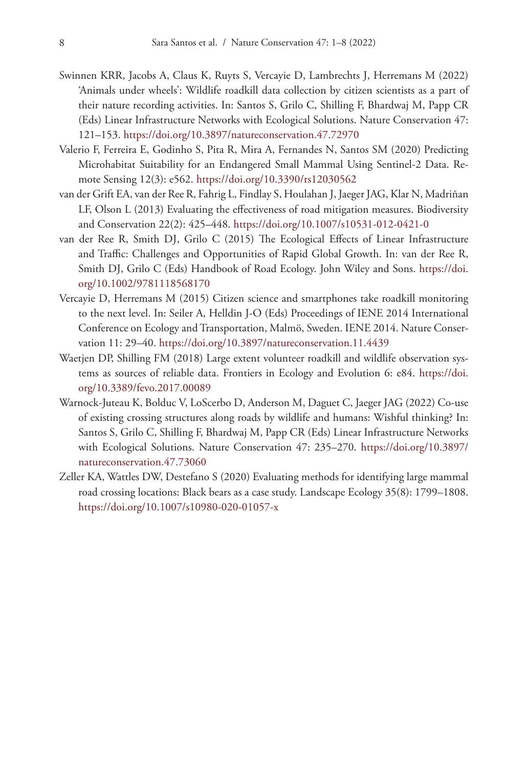Swinnen KRR, Jacobs A, Claus K, Ruyts S, Vercayie D, Lambrechts J, Herremans M (2022) 'Animals under wheels': Wildlife roadkill data collection by citizen scientists as a part of their nature recording activities. In: Santos S, Grilo C, Shilling F, Bhardwaj M, Papp CR (Eds) Linear Infrastructure Networks with Ecological Solutions. Nature Conservation 47: 121–153. https://doi.org/10.3897/natureconservation.47.72970

Valerio F, Ferreira E, Godinho S, Pita R, Mira A, Fernandes N, Santos SM (2020) Predicting Microhabitat Suitability for an Endangered Small Mammal Using Sentinel-2 Data. Remote Sensing 12(3): e562. https://doi.org/10.3390/rs12030562

van der Grift EA, van der Ree R, Fahrig L, Findlay S, Houlahan J, Jaeger JAG, Klar N, Madriñan LF, Olson L (2013) Evaluating the effectiveness of road mitigation measures. Biodiversity and Conservation 22(2): 425–448. https://doi.org/10.1007/s10531-012-0421-0

van der Ree R, Smith DJ, Grilo C (2015) The Ecological Effects of Linear Infrastructure and Traffic: Challenges and Opportunities of Rapid Global Growth. In: van der Ree R, Smith DJ, Grilo C (Eds) Handbook of Road Ecology. John Wiley and Sons. https://doi.org/10.1002/9781118568170

Vercayie D, Herremans M (2015) Citizen science and smartphones take roadkill monitoring to the next level. In: Seiler A, Helldin J-O (Eds) Proceedings of IENE 2014 International Conference on Ecology and Transportation, Malmö, Sweden. IENE 2014. Nature Conservation 11: 29–40. https://doi.org/10.3897/natureconservation.11.4439

Waetjen DP, Shilling FM (2018) Large extent volunteer roadkill and wildlife observation systems as sources of reliable data. Frontiers in Ecology and Evolution 6: e84. https://doi.org/10.3389/fevo.2017.00089

Warnock-Juteau K, Bolduc V, LoScerbo D, Anderson M, Daguet C, Jaeger JAG (2022) Co-use of existing crossing structures along roads by wildlife and humans: Wishful thinking? In: Santos S, Grilo C, Shilling F, Bhardwaj M, Papp CR (Eds) Linear Infrastructure Networks with Ecological Solutions. Nature Conservation 47: 235–270. https://doi.org/10.3897/natureconservation.47.73060

Zeller KA, Wattles DW, Destefano S (2020) Evaluating methods for identifying large mammal road crossing locations: Black bears as a case study. Landscape Ecology 35(8): 1799–1808. https://doi.org/10.1007/s10980-020-01057-x